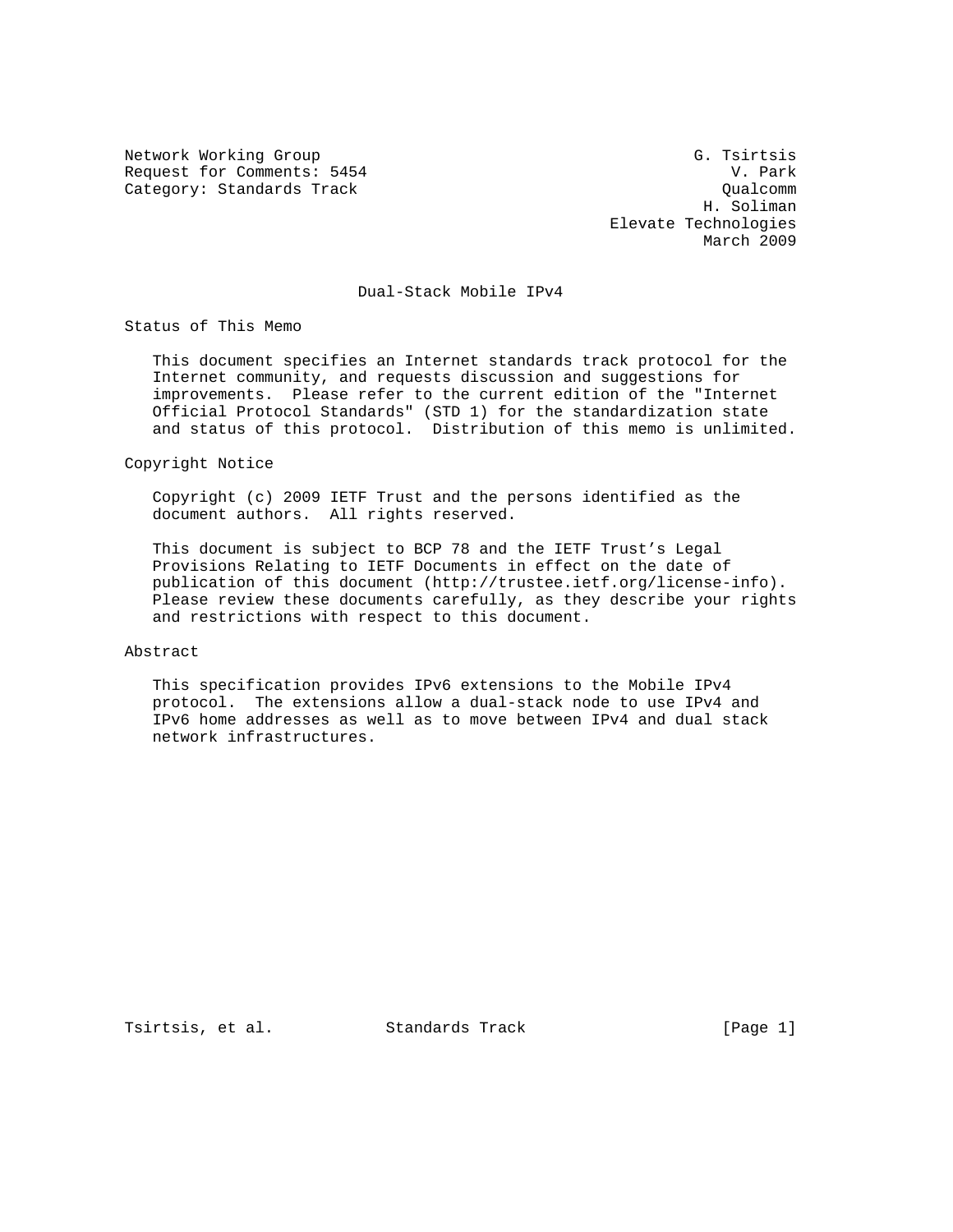Network Working Group G. Tsirtsis
Request for Comments: 5454 V. Park
Category: Standards Track Qualcomm
H. Soliman
Elevate Technologies
March 2009

# Dual-Stack Mobile IPv4

## Status of This Memo

This document specifies an Internet standards track protocol for the Internet community, and requests discussion and suggestions for improvements. Please refer to the current edition of the "Internet Official Protocol Standards" (STD 1) for the standardization state and status of this protocol. Distribution of this memo is unlimited.

## Copyright Notice

Copyright (c) 2009 IETF Trust and the persons identified as the document authors. All rights reserved.

This document is subject to BCP 78 and the IETF Trust's Legal Provisions Relating to IETF Documents in effect on the date of publication of this document (http://trustee.ietf.org/license-info). Please review these documents carefully, as they describe your rights and restrictions with respect to this document.

## Abstract

This specification provides IPv6 extensions to the Mobile IPv4 protocol. The extensions allow a dual-stack node to use IPv4 and IPv6 home addresses as well as to move between IPv4 and dual stack network infrastructures.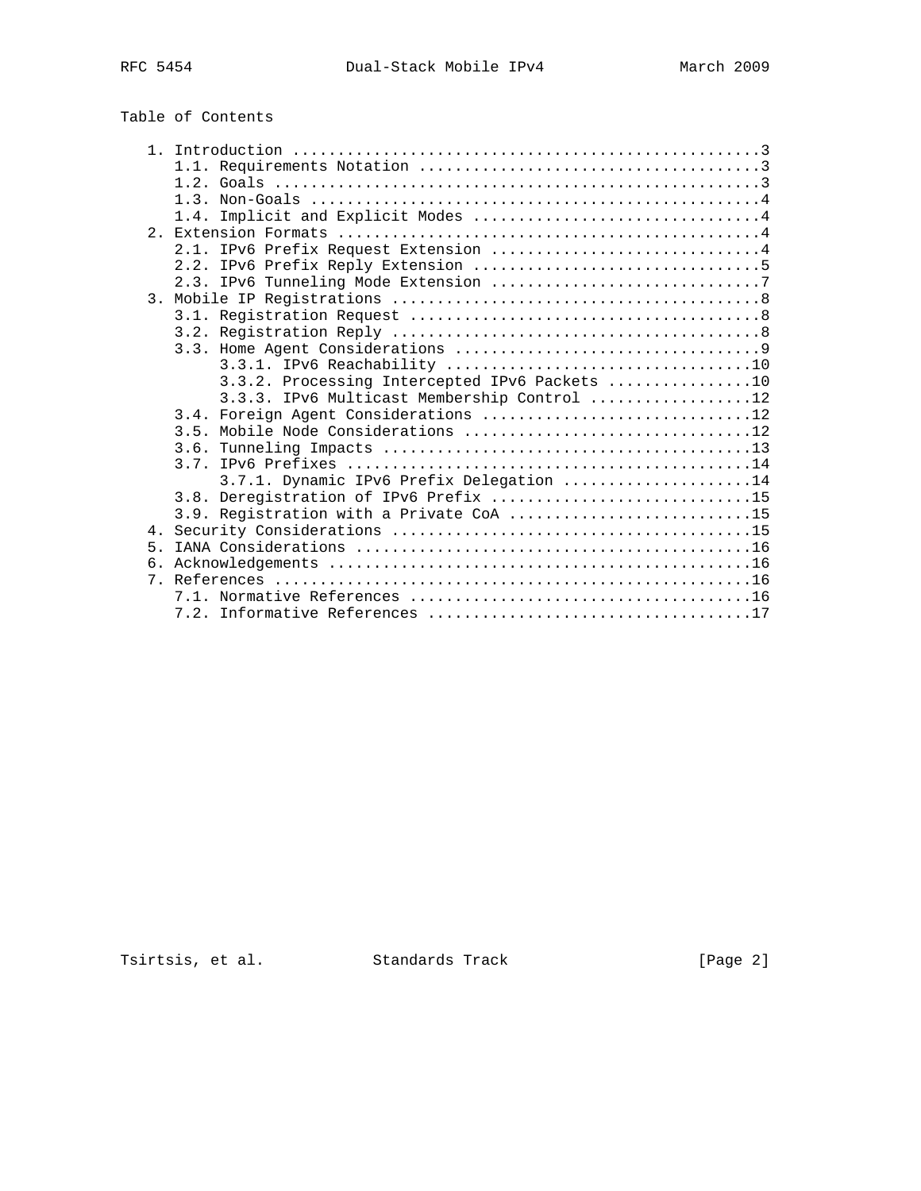## Table of Contents

```
   1. Introduction ....................................................3
      1.1. Requirements Notation ......................................3
      1.2. Goals ......................................................3
      1.3. Non-Goals ..................................................4
      1.4. Implicit and Explicit Modes ................................4
   2. Extension Formats ...............................................4
      2.1. IPv6 Prefix Request Extension ..............................4
      2.2. IPv6 Prefix Reply Extension ................................5
      2.3. IPv6 Tunneling Mode Extension ..............................7
   3. Mobile IP Registrations .........................................8
      3.1. Registration Request .......................................8
      3.2. Registration Reply .........................................8
      3.3. Home Agent Considerations ..................................9
           3.3.1. IPv6 Reachability ..................................10
           3.3.2. Processing Intercepted IPv6 Packets ................10
           3.3.3. IPv6 Multicast Membership Control ..................12
      3.4. Foreign Agent Considerations ..............................12
      3.5. Mobile Node Considerations ................................12
      3.6. Tunneling Impacts .........................................13
      3.7. IPv6 Prefixes .............................................14
           3.7.1. Dynamic IPv6 Prefix Delegation .....................14
      3.8. Deregistration of IPv6 Prefix .............................15
      3.9. Registration with a Private CoA ...........................15
   4. Security Considerations ........................................15
   5. IANA Considerations ............................................16
   6. Acknowledgements ...............................................16
   7. References .....................................................16
      7.1. Normative References ......................................16
      7.2. Informative References ....................................17
```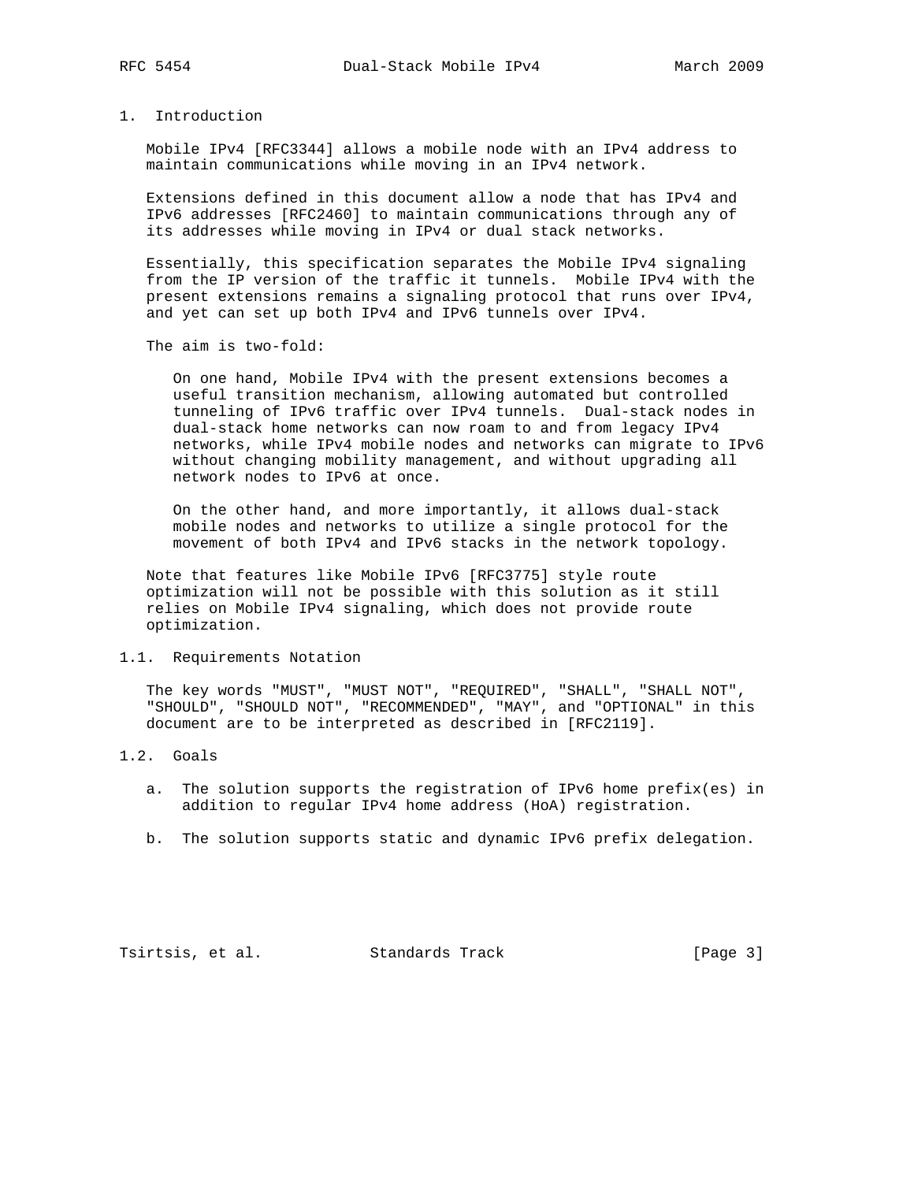# 1. Introduction

Mobile IPv4 [RFC3344] allows a mobile node with an IPv4 address to maintain communications while moving in an IPv4 network.

Extensions defined in this document allow a node that has IPv4 and IPv6 addresses [RFC2460] to maintain communications through any of its addresses while moving in IPv4 or dual stack networks.

Essentially, this specification separates the Mobile IPv4 signaling from the IP version of the traffic it tunnels. Mobile IPv4 with the present extensions remains a signaling protocol that runs over IPv4, and yet can set up both IPv4 and IPv6 tunnels over IPv4.

The aim is two-fold:

> On one hand, Mobile IPv4 with the present extensions becomes a useful transition mechanism, allowing automated but controlled tunneling of IPv6 traffic over IPv4 tunnels. Dual-stack nodes in dual-stack home networks can now roam to and from legacy IPv4 networks, while IPv4 mobile nodes and networks can migrate to IPv6 without changing mobility management, and without upgrading all network nodes to IPv6 at once.
>
> On the other hand, and more importantly, it allows dual-stack mobile nodes and networks to utilize a single protocol for the movement of both IPv4 and IPv6 stacks in the network topology.

Note that features like Mobile IPv6 [RFC3775] style route optimization will not be possible with this solution as it still relies on Mobile IPv4 signaling, which does not provide route optimization.

## 1.1. Requirements Notation

The key words "MUST", "MUST NOT", "REQUIRED", "SHALL", "SHALL NOT", "SHOULD", "SHOULD NOT", "RECOMMENDED", "MAY", and "OPTIONAL" in this document are to be interpreted as described in [RFC2119].

## 1.2. Goals

a. The solution supports the registration of IPv6 home prefix(es) in addition to regular IPv4 home address (HoA) registration.

b. The solution supports static and dynamic IPv6 prefix delegation.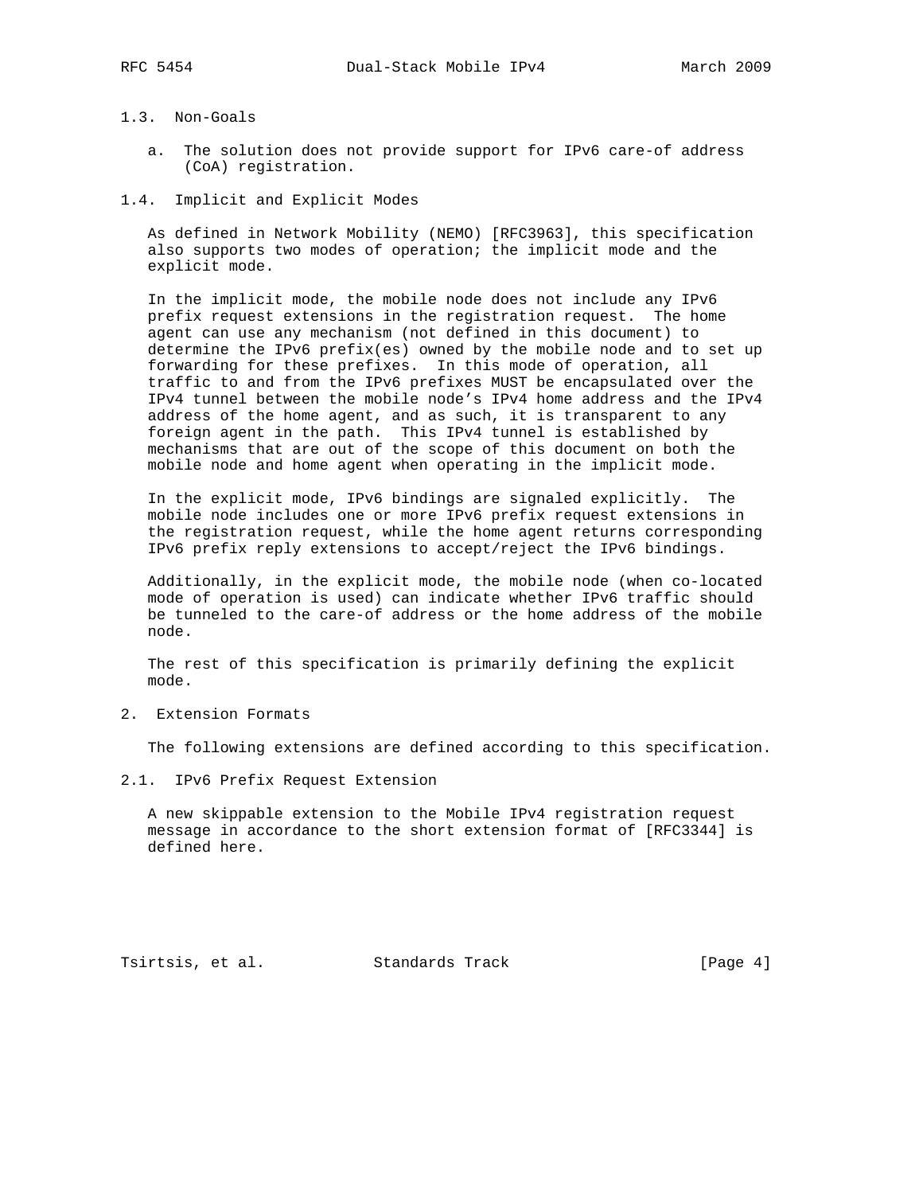### 1.3. Non-Goals

a. The solution does not provide support for IPv6 care-of address (CoA) registration.

### 1.4. Implicit and Explicit Modes

As defined in Network Mobility (NEMO) [RFC3963], this specification also supports two modes of operation; the implicit mode and the explicit mode.

In the implicit mode, the mobile node does not include any IPv6 prefix request extensions in the registration request. The home agent can use any mechanism (not defined in this document) to determine the IPv6 prefix(es) owned by the mobile node and to set up forwarding for these prefixes. In this mode of operation, all traffic to and from the IPv6 prefixes MUST be encapsulated over the IPv4 tunnel between the mobile node's IPv4 home address and the IPv4 address of the home agent, and as such, it is transparent to any foreign agent in the path. This IPv4 tunnel is established by mechanisms that are out of the scope of this document on both the mobile node and home agent when operating in the implicit mode.

In the explicit mode, IPv6 bindings are signaled explicitly. The mobile node includes one or more IPv6 prefix request extensions in the registration request, while the home agent returns corresponding IPv6 prefix reply extensions to accept/reject the IPv6 bindings.

Additionally, in the explicit mode, the mobile node (when co-located mode of operation is used) can indicate whether IPv6 traffic should be tunneled to the care-of address or the home address of the mobile node.

The rest of this specification is primarily defining the explicit mode.

## 2. Extension Formats

The following extensions are defined according to this specification.

### 2.1. IPv6 Prefix Request Extension

A new skippable extension to the Mobile IPv4 registration request message in accordance to the short extension format of [RFC3344] is defined here.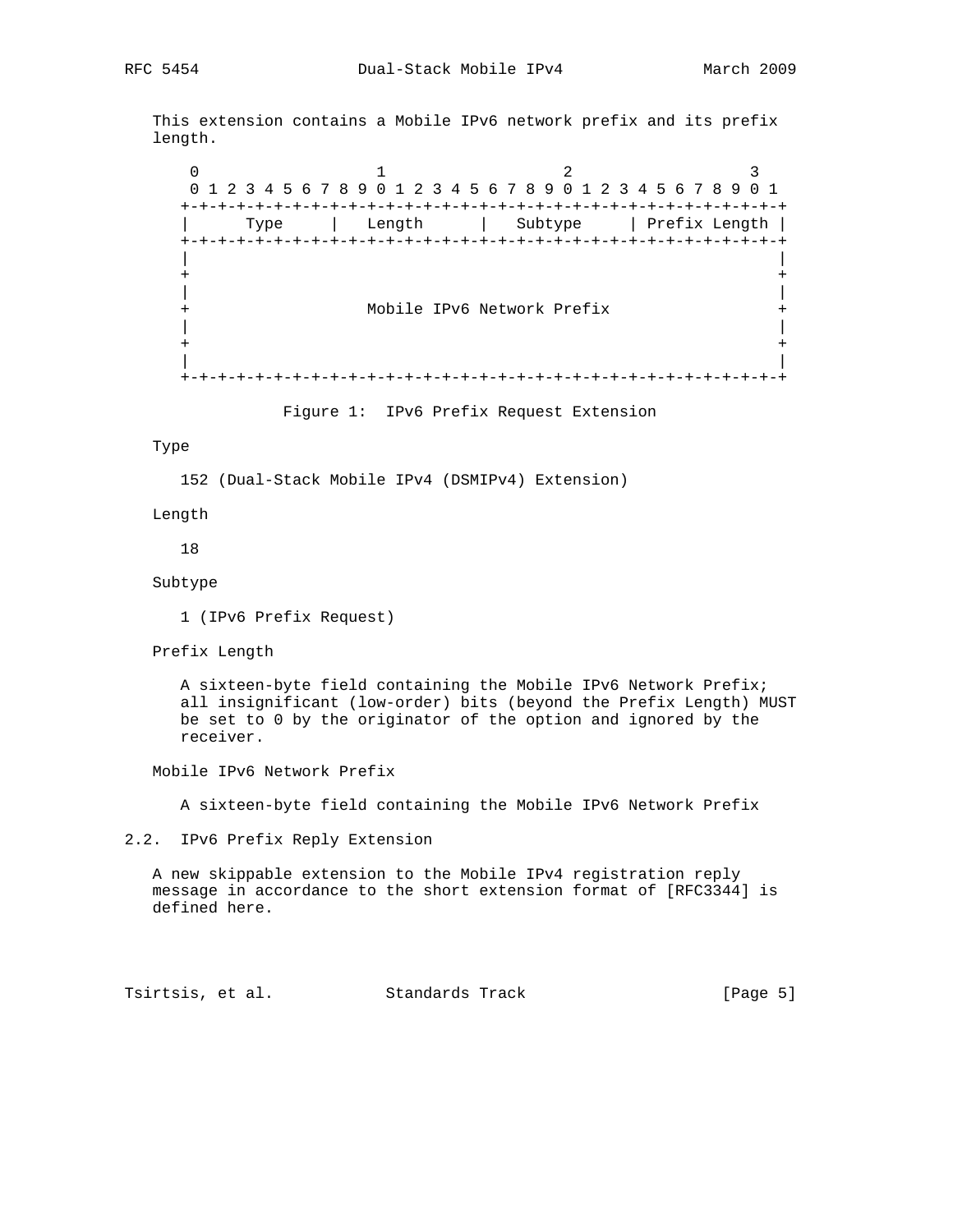This extension contains a Mobile IPv6 network prefix and its prefix length.

```
 0                   1                   2                   3
 0 1 2 3 4 5 6 7 8 9 0 1 2 3 4 5 6 7 8 9 0 1 2 3 4 5 6 7 8 9 0 1
+-+-+-+-+-+-+-+-+-+-+-+-+-+-+-+-+-+-+-+-+-+-+-+-+-+-+-+-+-+-+-+-+
|      Type     |   Length      |   Subtype     | Prefix Length |
+-+-+-+-+-+-+-+-+-+-+-+-+-+-+-+-+-+-+-+-+-+-+-+-+-+-+-+-+-+-+-+-+
|                                                               |
+                                                               +
|                                                               |
+                   Mobile IPv6 Network Prefix                  +
|                                                               |
+                                                               +
|                                                               |
+-+-+-+-+-+-+-+-+-+-+-+-+-+-+-+-+-+-+-+-+-+-+-+-+-+-+-+-+-+-+-+-+
```

Figure 1: IPv6 Prefix Request Extension

Type

152 (Dual-Stack Mobile IPv4 (DSMIPv4) Extension)

Length

18

Subtype

1 (IPv6 Prefix Request)

Prefix Length

A sixteen-byte field containing the Mobile IPv6 Network Prefix; all insignificant (low-order) bits (beyond the Prefix Length) MUST be set to 0 by the originator of the option and ignored by the receiver.

Mobile IPv6 Network Prefix

A sixteen-byte field containing the Mobile IPv6 Network Prefix

## 2.2. IPv6 Prefix Reply Extension

A new skippable extension to the Mobile IPv4 registration reply message in accordance to the short extension format of [RFC3344] is defined here.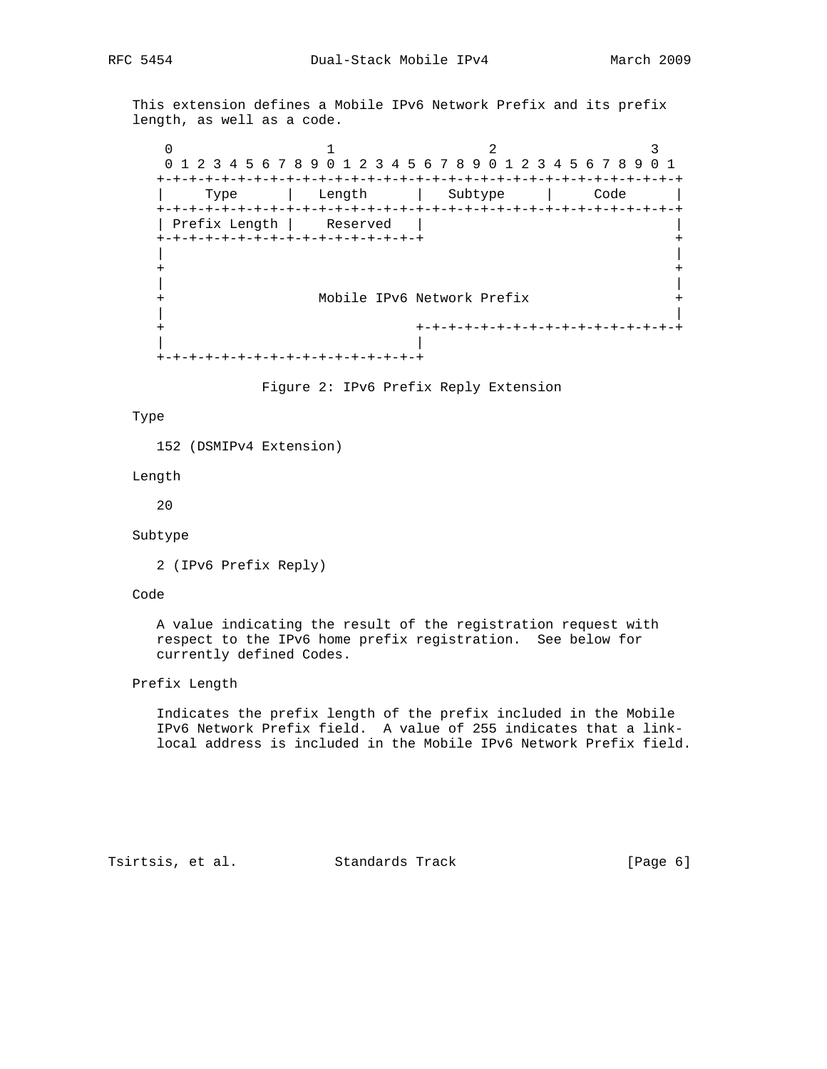This extension defines a Mobile IPv6 Network Prefix and its prefix length, as well as a code.

```
 0                   1                   2                   3
 0 1 2 3 4 5 6 7 8 9 0 1 2 3 4 5 6 7 8 9 0 1 2 3 4 5 6 7 8 9 0 1
+-+-+-+-+-+-+-+-+-+-+-+-+-+-+-+-+-+-+-+-+-+-+-+-+-+-+-+-+-+-+-+-+
|     Type      |   Length      |   Subtype     |     Code      |
+-+-+-+-+-+-+-+-+-+-+-+-+-+-+-+-+-+-+-+-+-+-+-+-+-+-+-+-+-+-+-+-+
| Prefix Length |    Reserved   |                               |
+-+-+-+-+-+-+-+-+-+-+-+-+-+-+-+-+                               +
|                                                               |
+                                                               +
|                                                               |
+                   Mobile IPv6 Network Prefix                  +
|                                                               |
+                               +-+-+-+-+-+-+-+-+-+-+-+-+-+-+-+-+
|                               |
+-+-+-+-+-+-+-+-+-+-+-+-+-+-+-+-+
```

Figure 2: IPv6 Prefix Reply Extension

Type

152 (DSMIPv4 Extension)

Length

20

Subtype

2 (IPv6 Prefix Reply)

Code

A value indicating the result of the registration request with respect to the IPv6 home prefix registration. See below for currently defined Codes.

Prefix Length

Indicates the prefix length of the prefix included in the Mobile IPv6 Network Prefix field. A value of 255 indicates that a link-local address is included in the Mobile IPv6 Network Prefix field.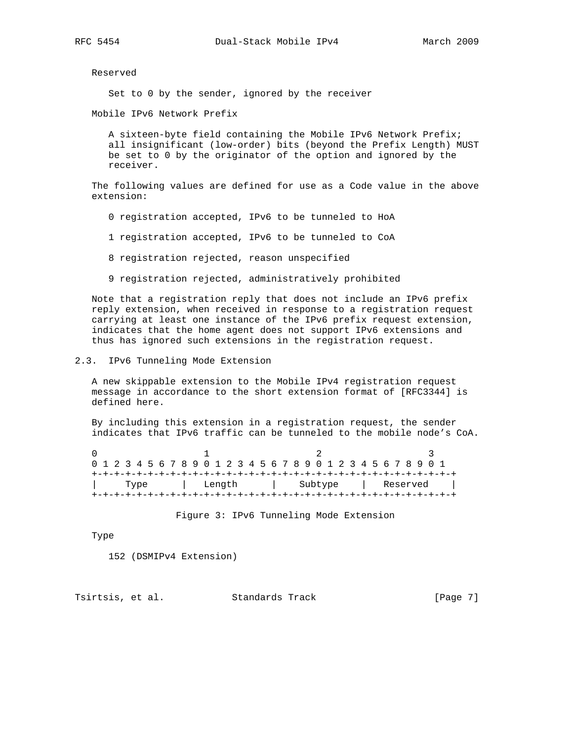Reserved

Set to 0 by the sender, ignored by the receiver

Mobile IPv6 Network Prefix

A sixteen-byte field containing the Mobile IPv6 Network Prefix; all insignificant (low-order) bits (beyond the Prefix Length) MUST be set to 0 by the originator of the option and ignored by the receiver.

The following values are defined for use as a Code value in the above extension:

0 registration accepted, IPv6 to be tunneled to HoA

1 registration accepted, IPv6 to be tunneled to CoA

8 registration rejected, reason unspecified

9 registration rejected, administratively prohibited

Note that a registration reply that does not include an IPv6 prefix reply extension, when received in response to a registration request carrying at least one instance of the IPv6 prefix request extension, indicates that the home agent does not support IPv6 extensions and thus has ignored such extensions in the registration request.

## 2.3. IPv6 Tunneling Mode Extension

A new skippable extension to the Mobile IPv4 registration request message in accordance to the short extension format of [RFC3344] is defined here.

By including this extension in a registration request, the sender indicates that IPv6 traffic can be tunneled to the mobile node's CoA.

```
 0                   1                   2                   3
 0 1 2 3 4 5 6 7 8 9 0 1 2 3 4 5 6 7 8 9 0 1 2 3 4 5 6 7 8 9 0 1
+-+-+-+-+-+-+-+-+-+-+-+-+-+-+-+-+-+-+-+-+-+-+-+-+-+-+-+-+-+-+-+-+
|     Type      |    Length     |    Subtype    |   Reserved    |
+-+-+-+-+-+-+-+-+-+-+-+-+-+-+-+-+-+-+-+-+-+-+-+-+-+-+-+-+-+-+-+-+
```

Figure 3: IPv6 Tunneling Mode Extension

Type

152 (DSMIPv4 Extension)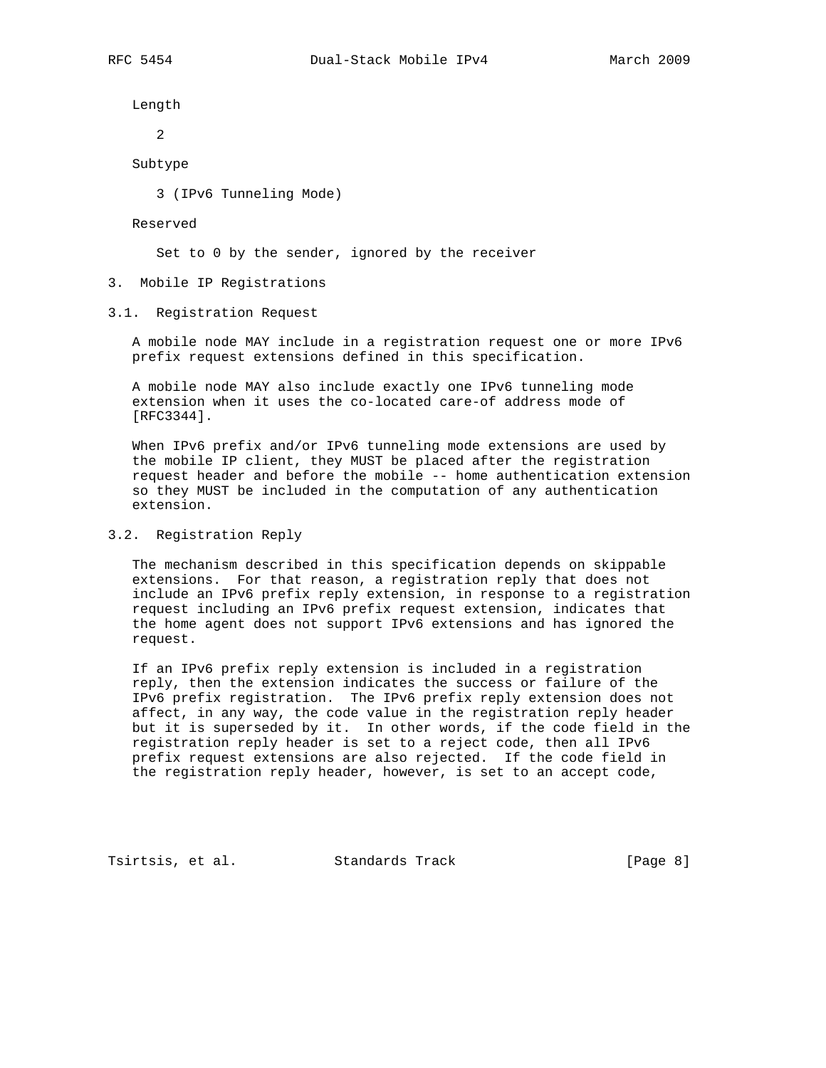Length

2

Subtype

3 (IPv6 Tunneling Mode)

Reserved

Set to 0 by the sender, ignored by the receiver

## 3. Mobile IP Registrations

### 3.1. Registration Request

A mobile node MAY include in a registration request one or more IPv6 prefix request extensions defined in this specification.

A mobile node MAY also include exactly one IPv6 tunneling mode extension when it uses the co-located care-of address mode of [RFC3344].

When IPv6 prefix and/or IPv6 tunneling mode extensions are used by the mobile IP client, they MUST be placed after the registration request header and before the mobile -- home authentication extension so they MUST be included in the computation of any authentication extension.

### 3.2. Registration Reply

The mechanism described in this specification depends on skippable extensions. For that reason, a registration reply that does not include an IPv6 prefix reply extension, in response to a registration request including an IPv6 prefix request extension, indicates that the home agent does not support IPv6 extensions and has ignored the request.

If an IPv6 prefix reply extension is included in a registration reply, then the extension indicates the success or failure of the IPv6 prefix registration. The IPv6 prefix reply extension does not affect, in any way, the code value in the registration reply header but it is superseded by it. In other words, if the code field in the registration reply header is set to a reject code, then all IPv6 prefix request extensions are also rejected. If the code field in the registration reply header, however, is set to an accept code,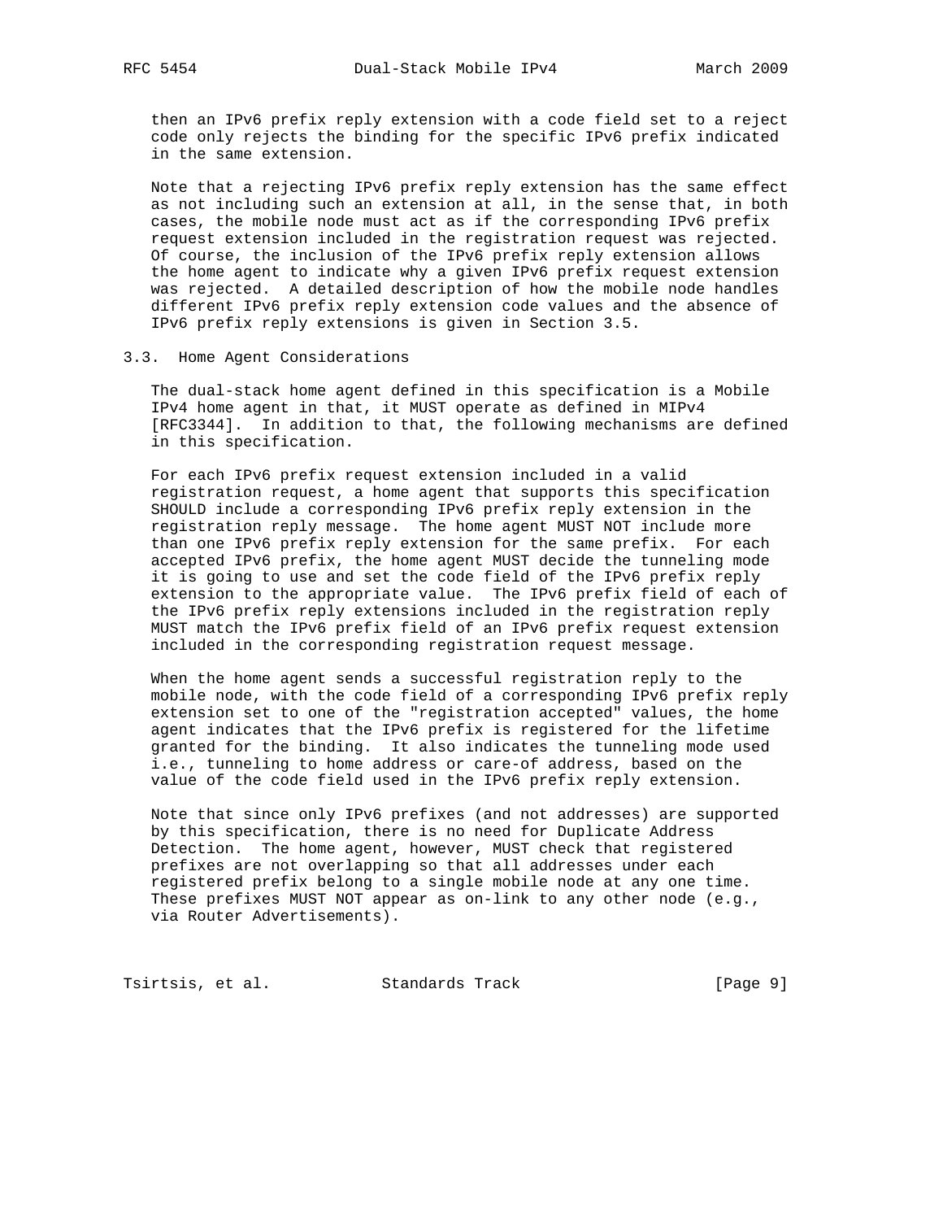then an IPv6 prefix reply extension with a code field set to a reject code only rejects the binding for the specific IPv6 prefix indicated in the same extension.

Note that a rejecting IPv6 prefix reply extension has the same effect as not including such an extension at all, in the sense that, in both cases, the mobile node must act as if the corresponding IPv6 prefix request extension included in the registration request was rejected. Of course, the inclusion of the IPv6 prefix reply extension allows the home agent to indicate why a given IPv6 prefix request extension was rejected. A detailed description of how the mobile node handles different IPv6 prefix reply extension code values and the absence of IPv6 prefix reply extensions is given in Section 3.5.

### 3.3. Home Agent Considerations

The dual-stack home agent defined in this specification is a Mobile IPv4 home agent in that, it MUST operate as defined in MIPv4 [RFC3344]. In addition to that, the following mechanisms are defined in this specification.

For each IPv6 prefix request extension included in a valid registration request, a home agent that supports this specification SHOULD include a corresponding IPv6 prefix reply extension in the registration reply message. The home agent MUST NOT include more than one IPv6 prefix reply extension for the same prefix. For each accepted IPv6 prefix, the home agent MUST decide the tunneling mode it is going to use and set the code field of the IPv6 prefix reply extension to the appropriate value. The IPv6 prefix field of each of the IPv6 prefix reply extensions included in the registration reply MUST match the IPv6 prefix field of an IPv6 prefix request extension included in the corresponding registration request message.

When the home agent sends a successful registration reply to the mobile node, with the code field of a corresponding IPv6 prefix reply extension set to one of the "registration accepted" values, the home agent indicates that the IPv6 prefix is registered for the lifetime granted for the binding. It also indicates the tunneling mode used i.e., tunneling to home address or care-of address, based on the value of the code field used in the IPv6 prefix reply extension.

Note that since only IPv6 prefixes (and not addresses) are supported by this specification, there is no need for Duplicate Address Detection. The home agent, however, MUST check that registered prefixes are not overlapping so that all addresses under each registered prefix belong to a single mobile node at any one time. These prefixes MUST NOT appear as on-link to any other node (e.g., via Router Advertisements).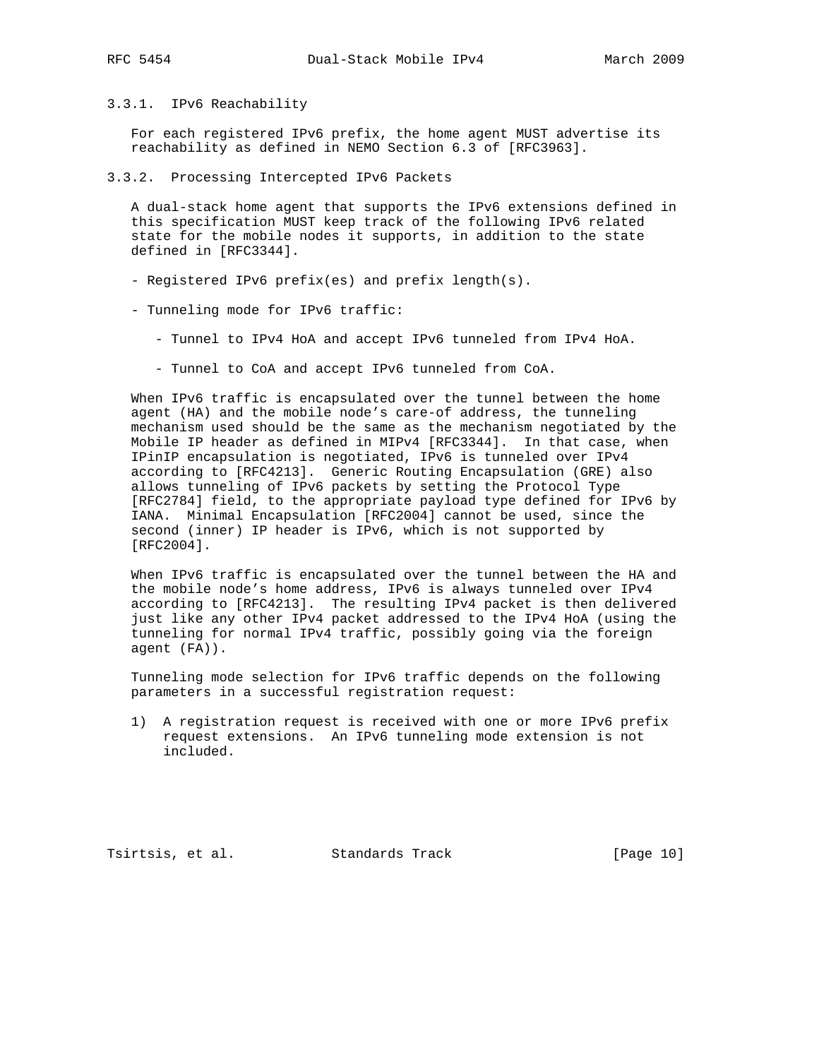### 3.3.1. IPv6 Reachability

For each registered IPv6 prefix, the home agent MUST advertise its reachability as defined in NEMO Section 6.3 of [RFC3963].

### 3.3.2. Processing Intercepted IPv6 Packets

A dual-stack home agent that supports the IPv6 extensions defined in this specification MUST keep track of the following IPv6 related state for the mobile nodes it supports, in addition to the state defined in [RFC3344].

- Registered IPv6 prefix(es) and prefix length(s).

- Tunneling mode for IPv6 traffic:

  - Tunnel to IPv4 HoA and accept IPv6 tunneled from IPv4 HoA.

  - Tunnel to CoA and accept IPv6 tunneled from CoA.

When IPv6 traffic is encapsulated over the tunnel between the home agent (HA) and the mobile node's care-of address, the tunneling mechanism used should be the same as the mechanism negotiated by the Mobile IP header as defined in MIPv4 [RFC3344]. In that case, when IPinIP encapsulation is negotiated, IPv6 is tunneled over IPv4 according to [RFC4213]. Generic Routing Encapsulation (GRE) also allows tunneling of IPv6 packets by setting the Protocol Type [RFC2784] field, to the appropriate payload type defined for IPv6 by IANA. Minimal Encapsulation [RFC2004] cannot be used, since the second (inner) IP header is IPv6, which is not supported by [RFC2004].

When IPv6 traffic is encapsulated over the tunnel between the HA and the mobile node's home address, IPv6 is always tunneled over IPv4 according to [RFC4213]. The resulting IPv4 packet is then delivered just like any other IPv4 packet addressed to the IPv4 HoA (using the tunneling for normal IPv4 traffic, possibly going via the foreign agent (FA)).

Tunneling mode selection for IPv6 traffic depends on the following parameters in a successful registration request:

1) A registration request is received with one or more IPv6 prefix request extensions. An IPv6 tunneling mode extension is not included.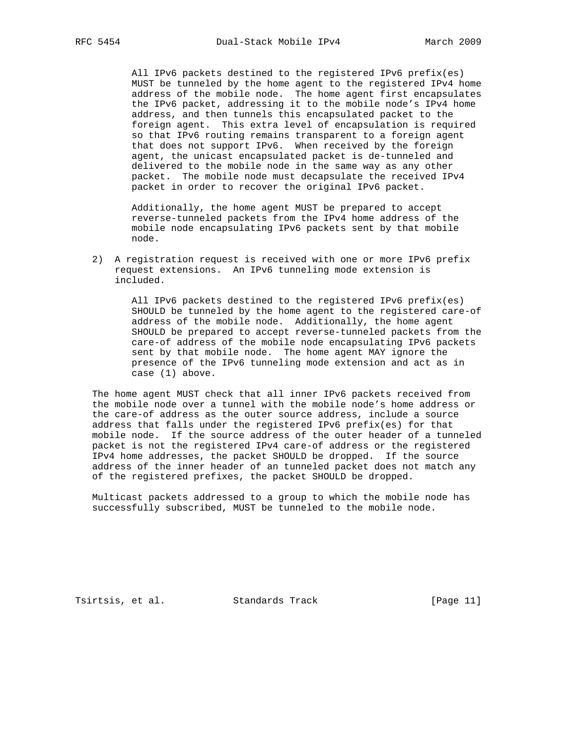All IPv6 packets destined to the registered IPv6 prefix(es) MUST be tunneled by the home agent to the registered IPv4 home address of the mobile node. The home agent first encapsulates the IPv6 packet, addressing it to the mobile node's IPv4 home address, and then tunnels this encapsulated packet to the foreign agent. This extra level of encapsulation is required so that IPv6 routing remains transparent to a foreign agent that does not support IPv6. When received by the foreign agent, the unicast encapsulated packet is de-tunneled and delivered to the mobile node in the same way as any other packet. The mobile node must decapsulate the received IPv4 packet in order to recover the original IPv6 packet.

Additionally, the home agent MUST be prepared to accept reverse-tunneled packets from the IPv4 home address of the mobile node encapsulating IPv6 packets sent by that mobile node.

2) A registration request is received with one or more IPv6 prefix request extensions. An IPv6 tunneling mode extension is included.

   All IPv6 packets destined to the registered IPv6 prefix(es) SHOULD be tunneled by the home agent to the registered care-of address of the mobile node. Additionally, the home agent SHOULD be prepared to accept reverse-tunneled packets from the care-of address of the mobile node encapsulating IPv6 packets sent by that mobile node. The home agent MAY ignore the presence of the IPv6 tunneling mode extension and act as in case (1) above.

The home agent MUST check that all inner IPv6 packets received from the mobile node over a tunnel with the mobile node's home address or the care-of address as the outer source address, include a source address that falls under the registered IPv6 prefix(es) for that mobile node. If the source address of the outer header of a tunneled packet is not the registered IPv4 care-of address or the registered IPv4 home addresses, the packet SHOULD be dropped. If the source address of the inner header of an tunneled packet does not match any of the registered prefixes, the packet SHOULD be dropped.

Multicast packets addressed to a group to which the mobile node has successfully subscribed, MUST be tunneled to the mobile node.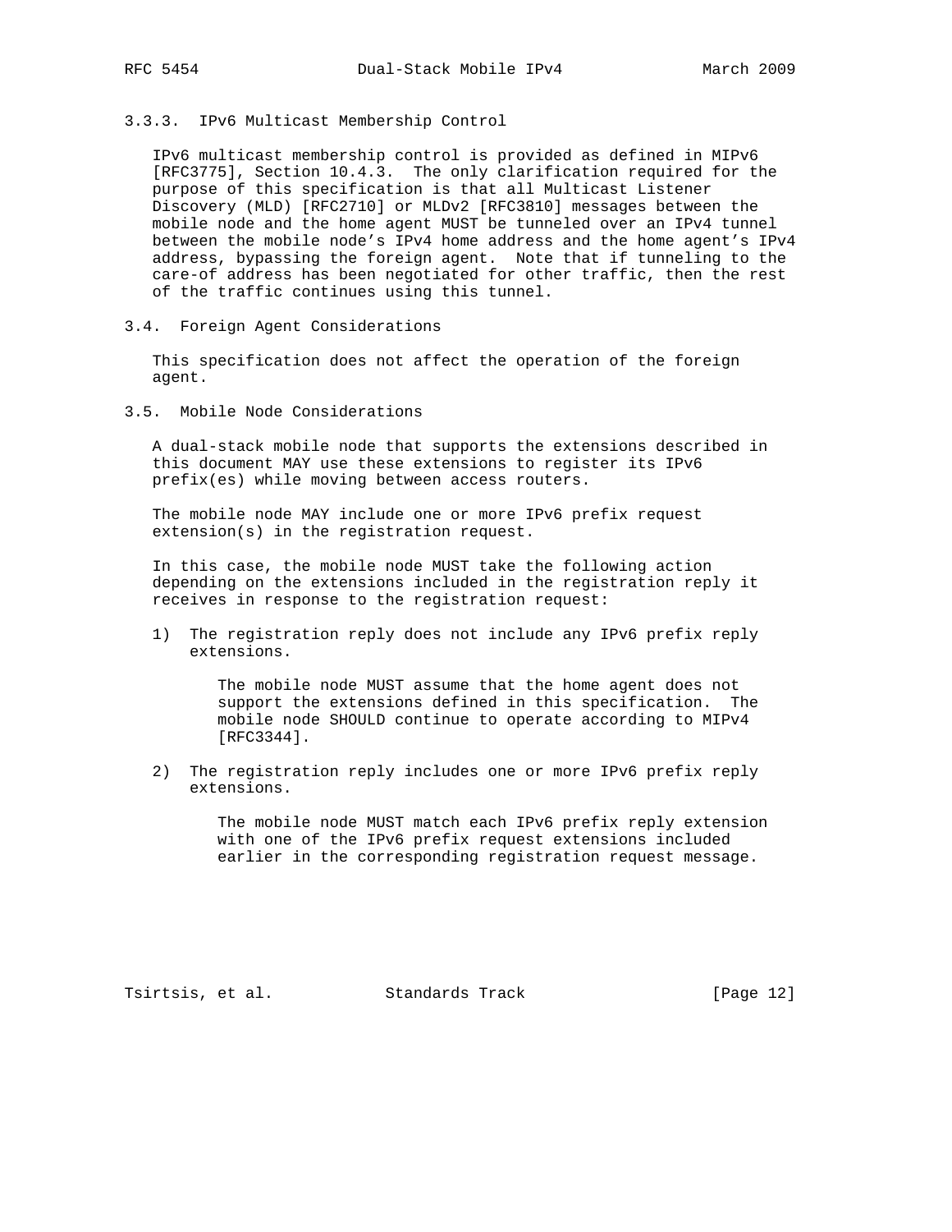### 3.3.3. IPv6 Multicast Membership Control

IPv6 multicast membership control is provided as defined in MIPv6 [RFC3775], Section 10.4.3. The only clarification required for the purpose of this specification is that all Multicast Listener Discovery (MLD) [RFC2710] or MLDv2 [RFC3810] messages between the mobile node and the home agent MUST be tunneled over an IPv4 tunnel between the mobile node's IPv4 home address and the home agent's IPv4 address, bypassing the foreign agent. Note that if tunneling to the care-of address has been negotiated for other traffic, then the rest of the traffic continues using this tunnel.

## 3.4. Foreign Agent Considerations

This specification does not affect the operation of the foreign agent.

## 3.5. Mobile Node Considerations

A dual-stack mobile node that supports the extensions described in this document MAY use these extensions to register its IPv6 prefix(es) while moving between access routers.

The mobile node MAY include one or more IPv6 prefix request extension(s) in the registration request.

In this case, the mobile node MUST take the following action depending on the extensions included in the registration reply it receives in response to the registration request:

1) The registration reply does not include any IPv6 prefix reply extensions.

   The mobile node MUST assume that the home agent does not support the extensions defined in this specification. The mobile node SHOULD continue to operate according to MIPv4 [RFC3344].

2) The registration reply includes one or more IPv6 prefix reply extensions.

   The mobile node MUST match each IPv6 prefix reply extension with one of the IPv6 prefix request extensions included earlier in the corresponding registration request message.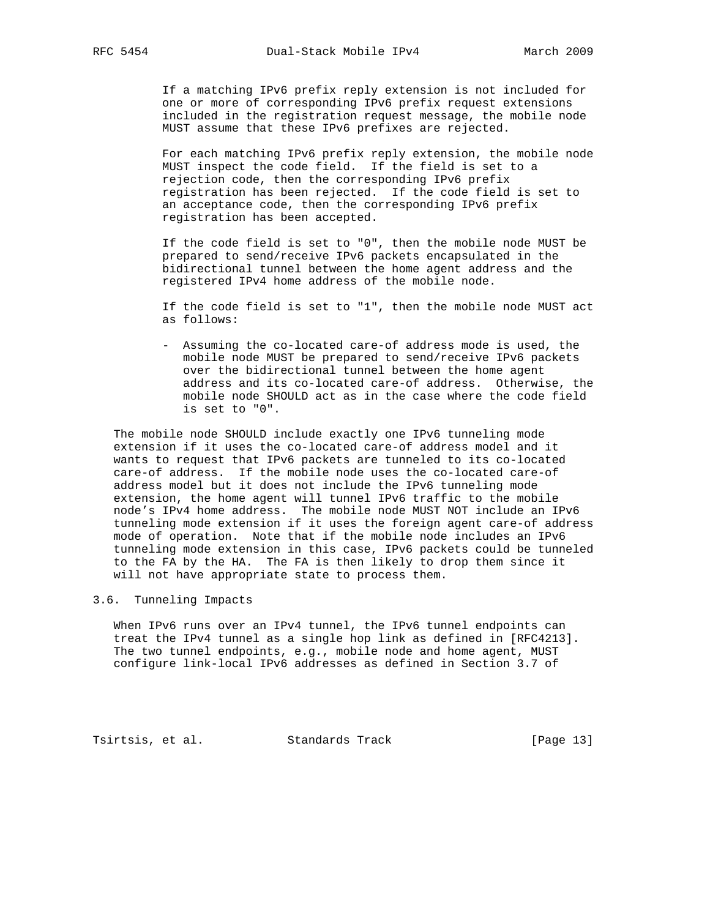If a matching IPv6 prefix reply extension is not included for one or more of corresponding IPv6 prefix request extensions included in the registration request message, the mobile node MUST assume that these IPv6 prefixes are rejected.

For each matching IPv6 prefix reply extension, the mobile node MUST inspect the code field. If the field is set to a rejection code, then the corresponding IPv6 prefix registration has been rejected. If the code field is set to an acceptance code, then the corresponding IPv6 prefix registration has been accepted.

If the code field is set to "0", then the mobile node MUST be prepared to send/receive IPv6 packets encapsulated in the bidirectional tunnel between the home agent address and the registered IPv4 home address of the mobile node.

If the code field is set to "1", then the mobile node MUST act as follows:

- Assuming the co-located care-of address mode is used, the mobile node MUST be prepared to send/receive IPv6 packets over the bidirectional tunnel between the home agent address and its co-located care-of address. Otherwise, the mobile node SHOULD act as in the case where the code field is set to "0".

The mobile node SHOULD include exactly one IPv6 tunneling mode extension if it uses the co-located care-of address model and it wants to request that IPv6 packets are tunneled to its co-located care-of address. If the mobile node uses the co-located care-of address model but it does not include the IPv6 tunneling mode extension, the home agent will tunnel IPv6 traffic to the mobile node's IPv4 home address. The mobile node MUST NOT include an IPv6 tunneling mode extension if it uses the foreign agent care-of address mode of operation. Note that if the mobile node includes an IPv6 tunneling mode extension in this case, IPv6 packets could be tunneled to the FA by the HA. The FA is then likely to drop them since it will not have appropriate state to process them.

### 3.6. Tunneling Impacts

When IPv6 runs over an IPv4 tunnel, the IPv6 tunnel endpoints can treat the IPv4 tunnel as a single hop link as defined in [RFC4213]. The two tunnel endpoints, e.g., mobile node and home agent, MUST configure link-local IPv6 addresses as defined in Section 3.7 of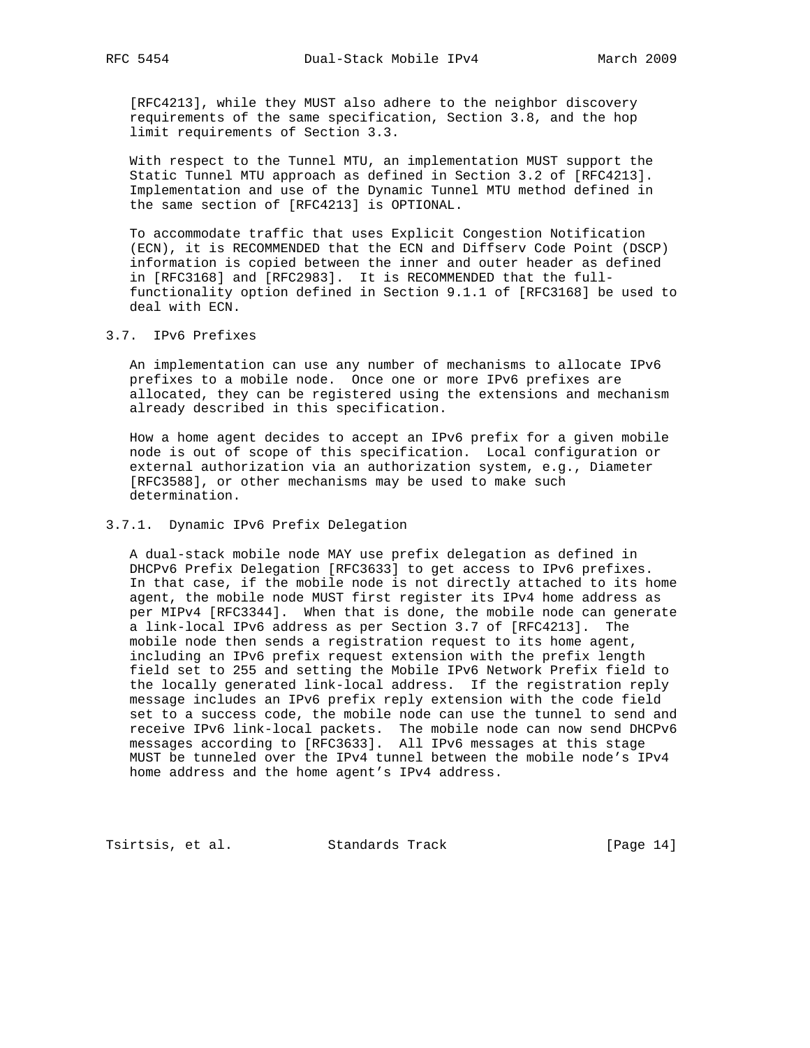[RFC4213], while they MUST also adhere to the neighbor discovery requirements of the same specification, Section 3.8, and the hop limit requirements of Section 3.3.

With respect to the Tunnel MTU, an implementation MUST support the Static Tunnel MTU approach as defined in Section 3.2 of [RFC4213]. Implementation and use of the Dynamic Tunnel MTU method defined in the same section of [RFC4213] is OPTIONAL.

To accommodate traffic that uses Explicit Congestion Notification (ECN), it is RECOMMENDED that the ECN and Diffserv Code Point (DSCP) information is copied between the inner and outer header as defined in [RFC3168] and [RFC2983]. It is RECOMMENDED that the full-functionality option defined in Section 9.1.1 of [RFC3168] be used to deal with ECN.

### 3.7. IPv6 Prefixes

An implementation can use any number of mechanisms to allocate IPv6 prefixes to a mobile node. Once one or more IPv6 prefixes are allocated, they can be registered using the extensions and mechanism already described in this specification.

How a home agent decides to accept an IPv6 prefix for a given mobile node is out of scope of this specification. Local configuration or external authorization via an authorization system, e.g., Diameter [RFC3588], or other mechanisms may be used to make such determination.

#### 3.7.1. Dynamic IPv6 Prefix Delegation

A dual-stack mobile node MAY use prefix delegation as defined in DHCPv6 Prefix Delegation [RFC3633] to get access to IPv6 prefixes. In that case, if the mobile node is not directly attached to its home agent, the mobile node MUST first register its IPv4 home address as per MIPv4 [RFC3344]. When that is done, the mobile node can generate a link-local IPv6 address as per Section 3.7 of [RFC4213]. The mobile node then sends a registration request to its home agent, including an IPv6 prefix request extension with the prefix length field set to 255 and setting the Mobile IPv6 Network Prefix field to the locally generated link-local address. If the registration reply message includes an IPv6 prefix reply extension with the code field set to a success code, the mobile node can use the tunnel to send and receive IPv6 link-local packets. The mobile node can now send DHCPv6 messages according to [RFC3633]. All IPv6 messages at this stage MUST be tunneled over the IPv4 tunnel between the mobile node's IPv4 home address and the home agent's IPv4 address.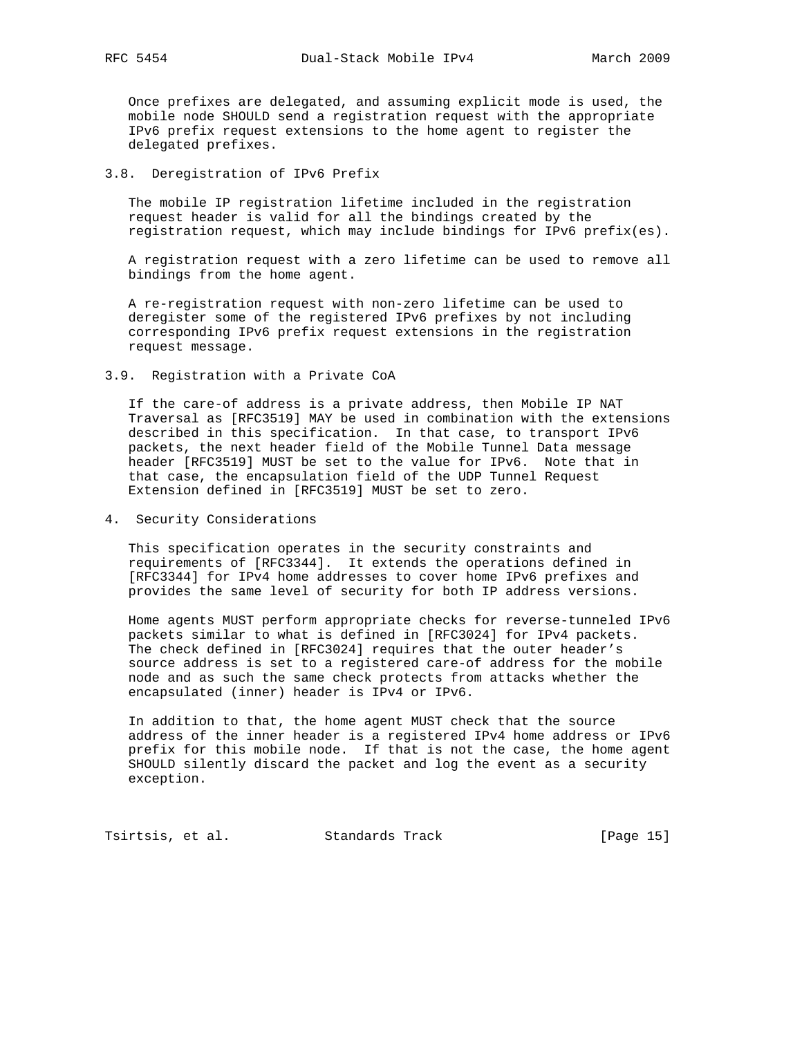Once prefixes are delegated, and assuming explicit mode is used, the mobile node SHOULD send a registration request with the appropriate IPv6 prefix request extensions to the home agent to register the delegated prefixes.

### 3.8. Deregistration of IPv6 Prefix

The mobile IP registration lifetime included in the registration request header is valid for all the bindings created by the registration request, which may include bindings for IPv6 prefix(es).

A registration request with a zero lifetime can be used to remove all bindings from the home agent.

A re-registration request with non-zero lifetime can be used to deregister some of the registered IPv6 prefixes by not including corresponding IPv6 prefix request extensions in the registration request message.

### 3.9. Registration with a Private CoA

If the care-of address is a private address, then Mobile IP NAT Traversal as [RFC3519] MAY be used in combination with the extensions described in this specification. In that case, to transport IPv6 packets, the next header field of the Mobile Tunnel Data message header [RFC3519] MUST be set to the value for IPv6. Note that in that case, the encapsulation field of the UDP Tunnel Request Extension defined in [RFC3519] MUST be set to zero.

## 4. Security Considerations

This specification operates in the security constraints and requirements of [RFC3344]. It extends the operations defined in [RFC3344] for IPv4 home addresses to cover home IPv6 prefixes and provides the same level of security for both IP address versions.

Home agents MUST perform appropriate checks for reverse-tunneled IPv6 packets similar to what is defined in [RFC3024] for IPv4 packets. The check defined in [RFC3024] requires that the outer header's source address is set to a registered care-of address for the mobile node and as such the same check protects from attacks whether the encapsulated (inner) header is IPv4 or IPv6.

In addition to that, the home agent MUST check that the source address of the inner header is a registered IPv4 home address or IPv6 prefix for this mobile node. If that is not the case, the home agent SHOULD silently discard the packet and log the event as a security exception.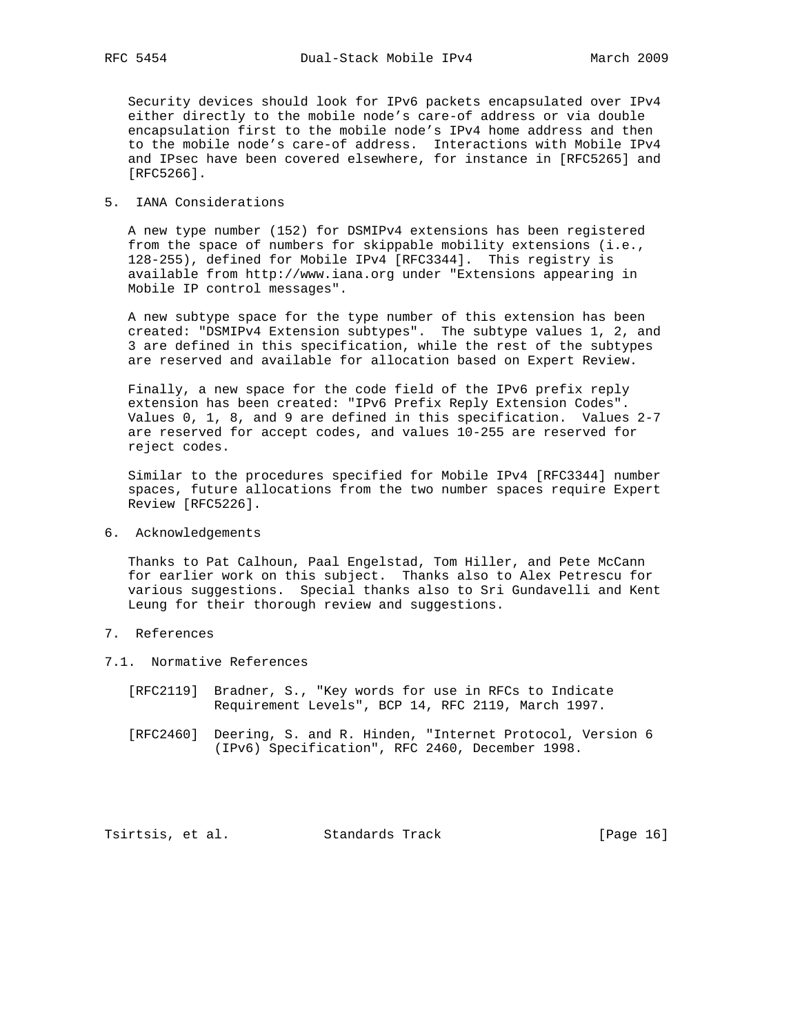Security devices should look for IPv6 packets encapsulated over IPv4 either directly to the mobile node's care-of address or via double encapsulation first to the mobile node's IPv4 home address and then to the mobile node's care-of address. Interactions with Mobile IPv4 and IPsec have been covered elsewhere, for instance in [RFC5265] and [RFC5266].

## 5. IANA Considerations

A new type number (152) for DSMIPv4 extensions has been registered from the space of numbers for skippable mobility extensions (i.e., 128-255), defined for Mobile IPv4 [RFC3344]. This registry is available from http://www.iana.org under "Extensions appearing in Mobile IP control messages".

A new subtype space for the type number of this extension has been created: "DSMIPv4 Extension subtypes". The subtype values 1, 2, and 3 are defined in this specification, while the rest of the subtypes are reserved and available for allocation based on Expert Review.

Finally, a new space for the code field of the IPv6 prefix reply extension has been created: "IPv6 Prefix Reply Extension Codes". Values 0, 1, 8, and 9 are defined in this specification. Values 2-7 are reserved for accept codes, and values 10-255 are reserved for reject codes.

Similar to the procedures specified for Mobile IPv4 [RFC3344] number spaces, future allocations from the two number spaces require Expert Review [RFC5226].

## 6. Acknowledgements

Thanks to Pat Calhoun, Paal Engelstad, Tom Hiller, and Pete McCann for earlier work on this subject. Thanks also to Alex Petrescu for various suggestions. Special thanks also to Sri Gundavelli and Kent Leung for their thorough review and suggestions.

## 7. References

### 7.1. Normative References

[RFC2119] Bradner, S., "Key words for use in RFCs to Indicate Requirement Levels", BCP 14, RFC 2119, March 1997.

[RFC2460] Deering, S. and R. Hinden, "Internet Protocol, Version 6 (IPv6) Specification", RFC 2460, December 1998.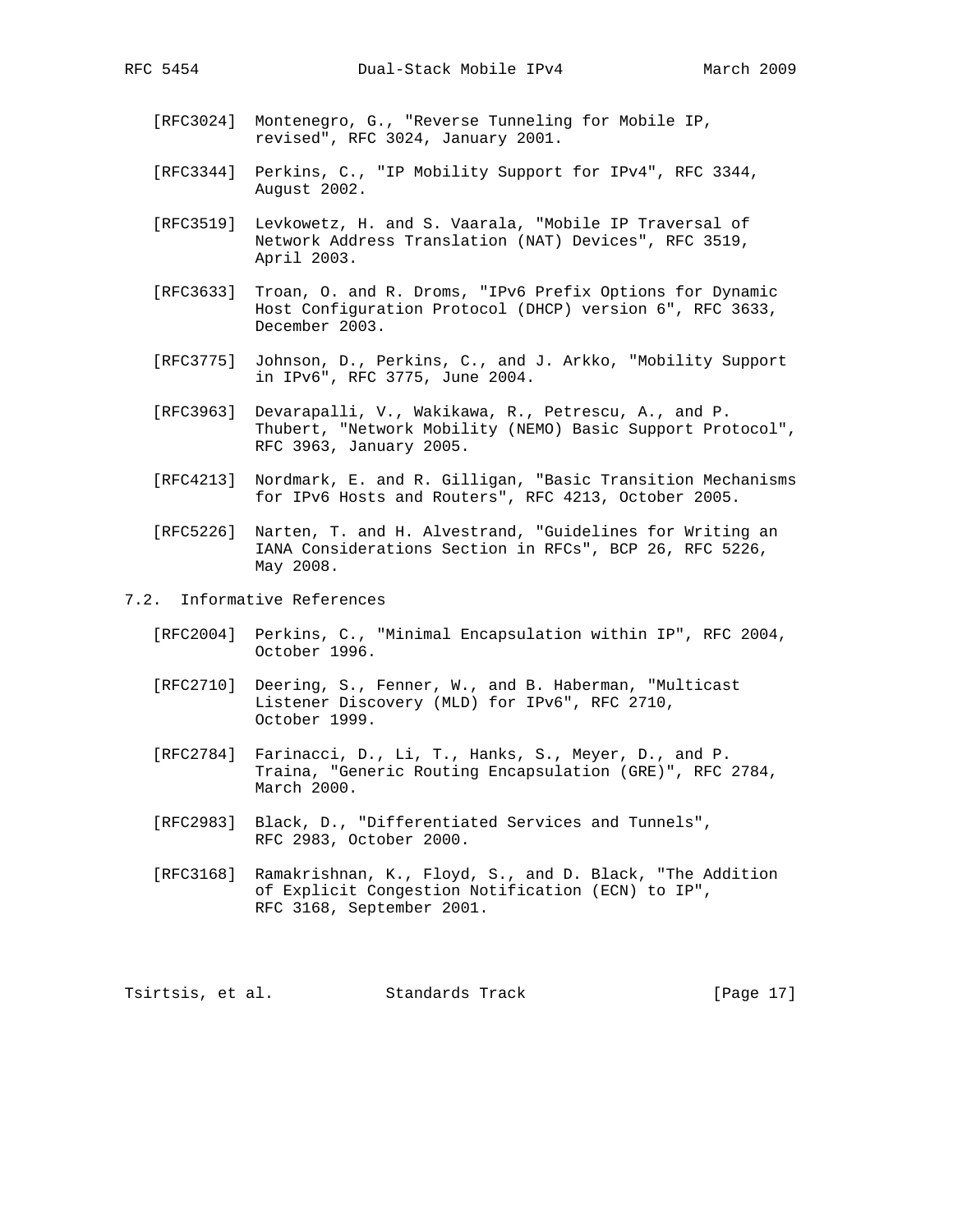[RFC3024] Montenegro, G., "Reverse Tunneling for Mobile IP, revised", RFC 3024, January 2001.

[RFC3344] Perkins, C., "IP Mobility Support for IPv4", RFC 3344, August 2002.

[RFC3519] Levkowetz, H. and S. Vaarala, "Mobile IP Traversal of Network Address Translation (NAT) Devices", RFC 3519, April 2003.

[RFC3633] Troan, O. and R. Droms, "IPv6 Prefix Options for Dynamic Host Configuration Protocol (DHCP) version 6", RFC 3633, December 2003.

[RFC3775] Johnson, D., Perkins, C., and J. Arkko, "Mobility Support in IPv6", RFC 3775, June 2004.

[RFC3963] Devarapalli, V., Wakikawa, R., Petrescu, A., and P. Thubert, "Network Mobility (NEMO) Basic Support Protocol", RFC 3963, January 2005.

[RFC4213] Nordmark, E. and R. Gilligan, "Basic Transition Mechanisms for IPv6 Hosts and Routers", RFC 4213, October 2005.

[RFC5226] Narten, T. and H. Alvestrand, "Guidelines for Writing an IANA Considerations Section in RFCs", BCP 26, RFC 5226, May 2008.

## 7.2. Informative References

[RFC2004] Perkins, C., "Minimal Encapsulation within IP", RFC 2004, October 1996.

[RFC2710] Deering, S., Fenner, W., and B. Haberman, "Multicast Listener Discovery (MLD) for IPv6", RFC 2710, October 1999.

[RFC2784] Farinacci, D., Li, T., Hanks, S., Meyer, D., and P. Traina, "Generic Routing Encapsulation (GRE)", RFC 2784, March 2000.

[RFC2983] Black, D., "Differentiated Services and Tunnels", RFC 2983, October 2000.

[RFC3168] Ramakrishnan, K., Floyd, S., and D. Black, "The Addition of Explicit Congestion Notification (ECN) to IP", RFC 3168, September 2001.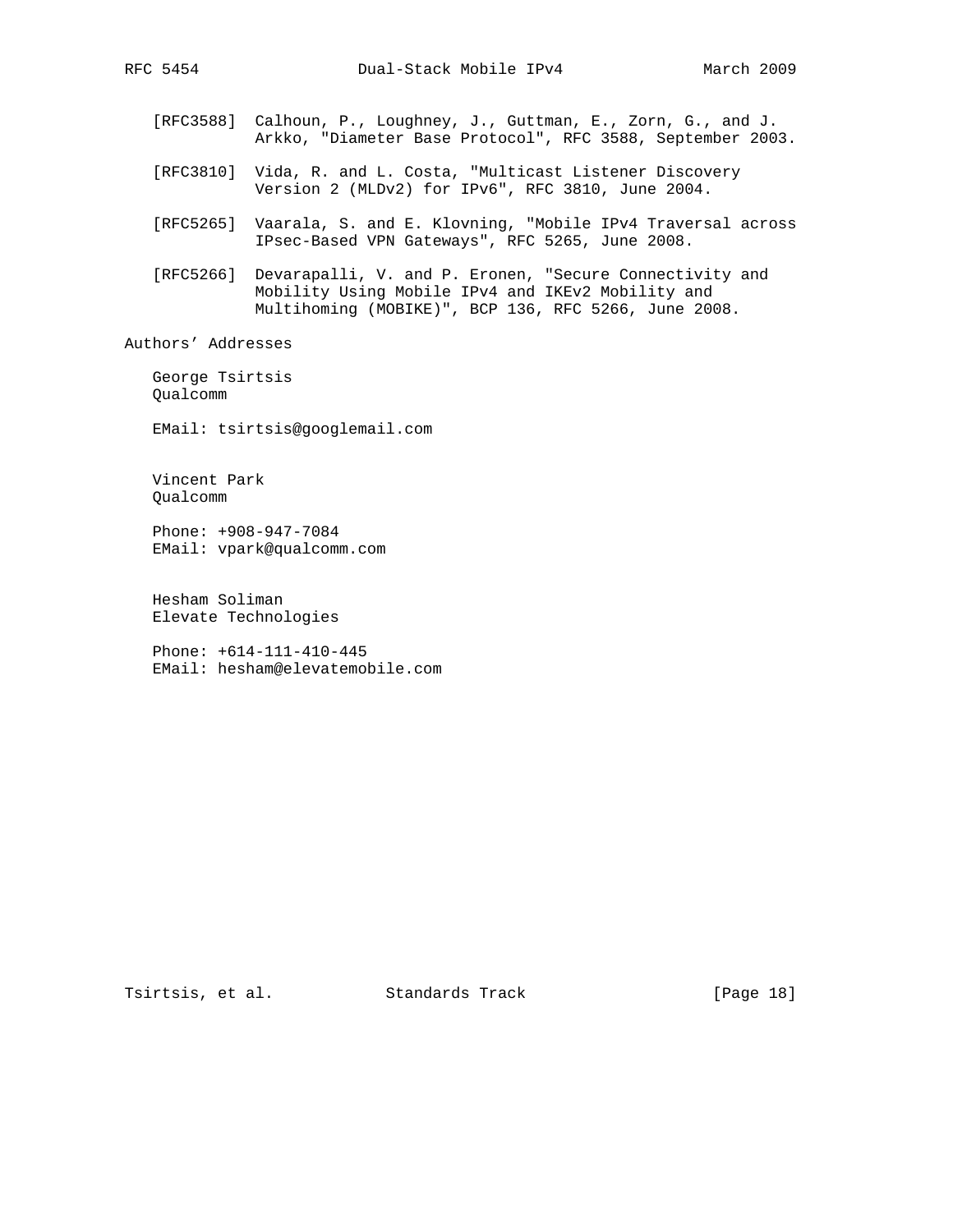[RFC3588] Calhoun, P., Loughney, J., Guttman, E., Zorn, G., and J. Arkko, "Diameter Base Protocol", RFC 3588, September 2003.

[RFC3810] Vida, R. and L. Costa, "Multicast Listener Discovery Version 2 (MLDv2) for IPv6", RFC 3810, June 2004.

[RFC5265] Vaarala, S. and E. Klovning, "Mobile IPv4 Traversal across IPsec-Based VPN Gateways", RFC 5265, June 2008.

[RFC5266] Devarapalli, V. and P. Eronen, "Secure Connectivity and Mobility Using Mobile IPv4 and IKEv2 Mobility and Multihoming (MOBIKE)", BCP 136, RFC 5266, June 2008.

# Authors' Addresses

George Tsirtsis
Qualcomm

EMail: tsirtsis@googlemail.com

Vincent Park
Qualcomm

Phone: +908-947-7084
EMail: vpark@qualcomm.com

Hesham Soliman
Elevate Technologies

Phone: +614-111-410-445
EMail: hesham@elevatemobile.com